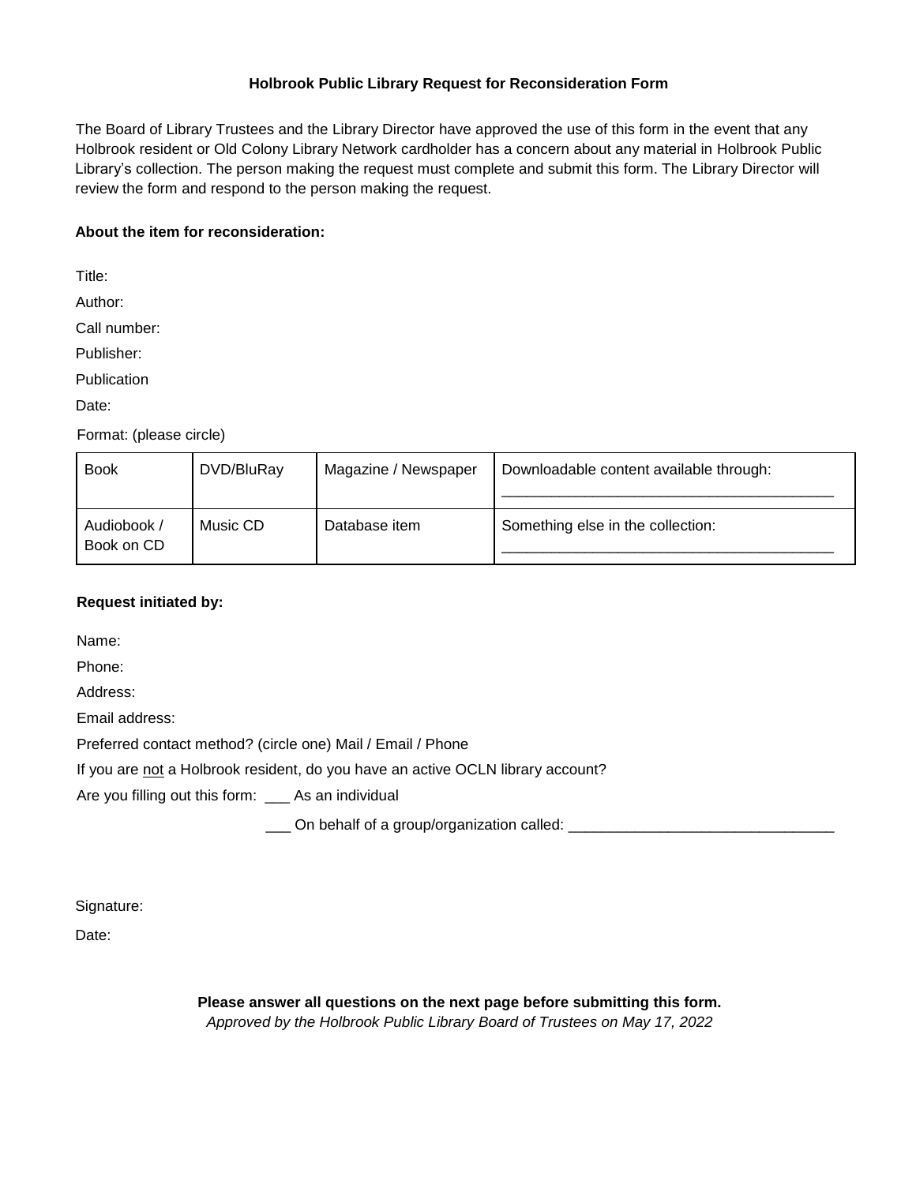**Holbrook Public Library Request for Reconsideration Form**

The Board of Library Trustees and the Library Director have approved the use of this form in the event that any Holbrook resident or Old Colony Library Network cardholder has a concern about any material in Holbrook Public Library's collection. The person making the request must complete and submit this form. The Library Director will review the form and respond to the person making the request.

**About the item for reconsideration:**

Title:

Author:

Call number:

Publisher:

Publication Date:

Format: (please circle)

| Book | DVD/BluRay | Magazine / Newspaper | Downloadable content available through: ________________________________________ |
|---|---|---|---|
| Audiobook / Book on CD | Music CD | Database item | Something else in the collection: ________________________________________ |

**Request initiated by:**

Name:

Phone:

Address:

Email address:

Preferred contact method? (circle one) Mail / Email / Phone

If you are not a Holbrook resident, do you have an active OCLN library account?

Are you filling out this form: ___ As an individual

___ On behalf of a group/organization called: ________________________________

Signature:

Date:

**Please answer all questions on the next page before submitting this form.**

*Approved by the Holbrook Public Library Board of Trustees on May 17, 2022*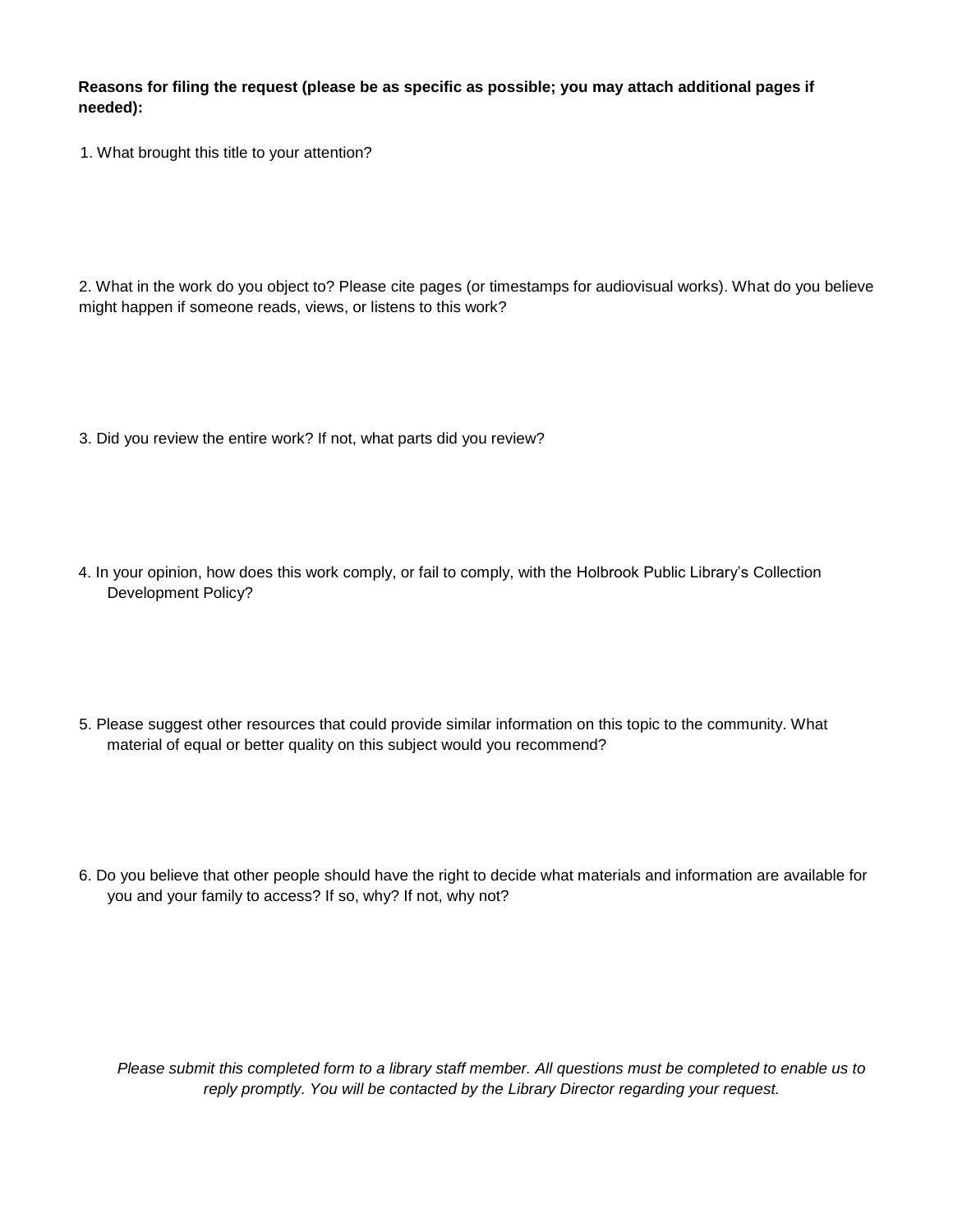**Reasons for filing the request (please be as specific as possible; you may attach additional pages if needed):**

1. What brought this title to your attention?

2. What in the work do you object to? Please cite pages (or timestamps for audiovisual works). What do you believe might happen if someone reads, views, or listens to this work?

3. Did you review the entire work? If not, what parts did you review?

4. In your opinion, how does this work comply, or fail to comply, with the Holbrook Public Library's Collection Development Policy?

5. Please suggest other resources that could provide similar information on this topic to the community. What material of equal or better quality on this subject would you recommend?

6. Do you believe that other people should have the right to decide what materials and information are available for you and your family to access? If so, why? If not, why not?

*Please submit this completed form to a library staff member. All questions must be completed to enable us to reply promptly. You will be contacted by the Library Director regarding your request.*